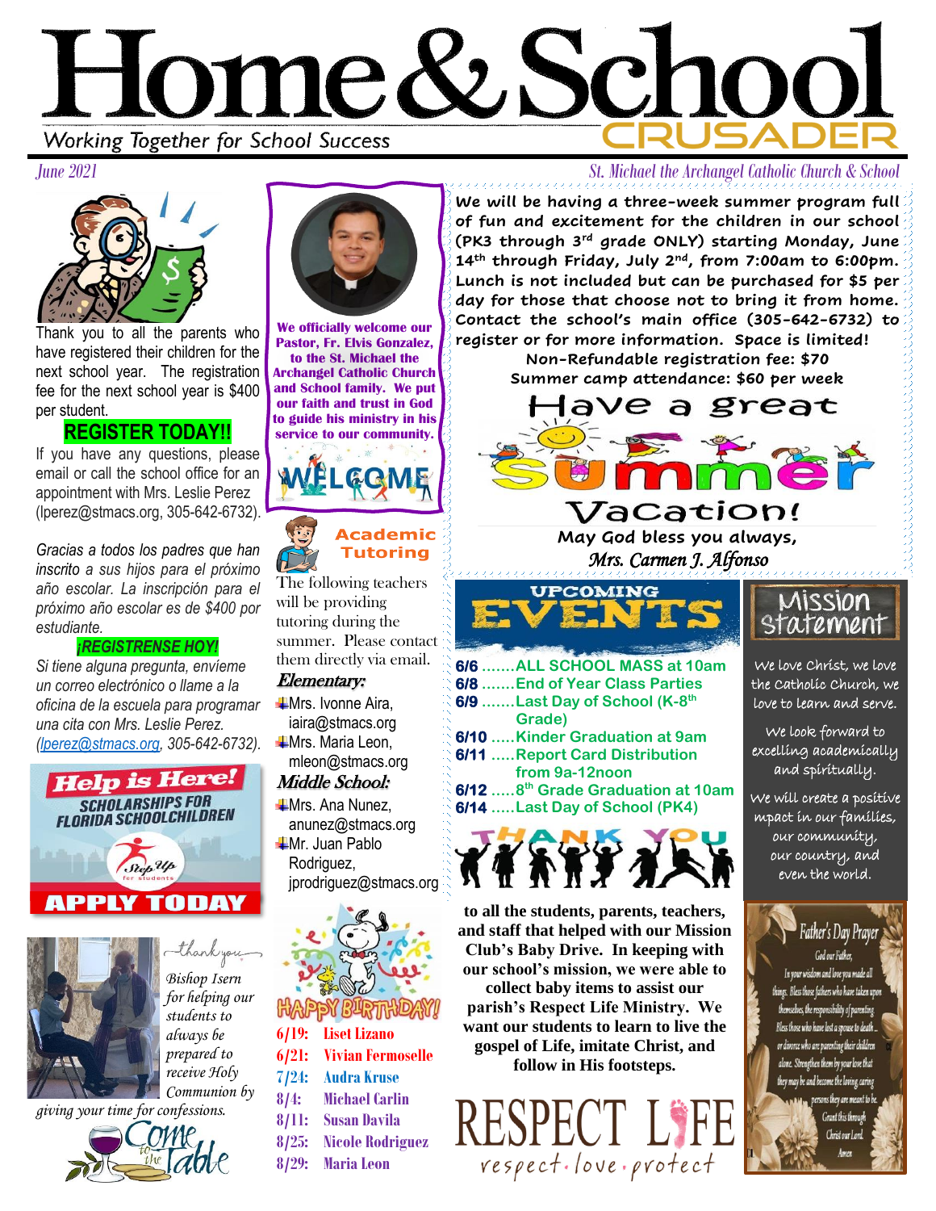# Home & School CRUSADER

Working Together for School Success

*June 2021*

*St. Michael the Archangel Catholic Church & School*

Thank you to all the parents who have registered their children for the next school year. The registration fee for the next school year is $400 per student.

**REGISTER TODAY!!**

If you have any questions, please email or call the school office for an appointment with Mrs. Leslie Perez (lperez@stmacs.org, 305-642-6732).

*Gracias a todos los padres que han inscrito a sus hijos para el próximo año escolar. La inscripción para el próximo año escolar es de $400 por estudiante.*

***¡REGISTRENSE HOY!***

*Si tiene alguna pregunta, envíeme un correo electrónico o llame a la oficina de la escuela para programar una cita con Mrs. Leslie Perez. (lperez@stmacs.org, 305-642-6732).*

**Help is Here!**
**SCHOLARSHIPS FOR FLORIDA SCHOOLCHILDREN**
Step Up for Students
**APPLY TODAY**

*thank you Bishop Isern for helping our students to always be prepared to receive Holy Communion by giving your time for confessions.*

Come to the Table

**We officially welcome our Pastor, Fr. Elvis Gonzalez, to the St. Michael the Archangel Catholic Church and School family. We put our faith and trust in God to guide his ministry in his service to our community.**

WELCOME

## Academic Tutoring

The following teachers will be providing tutoring during the summer. Please contact them directly via email.

***Elementary:***

- Mrs. Ivonne Aira, iaira@stmacs.org
- Mrs. Maria Leon, mleon@stmacs.org

***Middle School:***

- Mrs. Ana Nunez, anunez@stmacs.org
- Mr. Juan Pablo Rodriguez, jprodriguez@stmacs.org

## HAPPY BIRTHDAY!

- 6/19: Liset Lizano
- 6/21: Vivian Fermoselle
- 7/24: Audra Kruse
- 8/4: Michael Carlin
- 8/11: Susan Davila
- 8/25: Nicole Rodriguez
- 8/29: Maria Leon

**We will be having a three-week summer program full of fun and excitement for the children in our school (PK3 through 3rd grade ONLY) starting Monday, June 14th through Friday, July 2nd, from 7:00am to 6:00pm. Lunch is not included but can be purchased for $5 per day for those that choose not to bring it from home. Contact the school's main office (305-642-6732) to register or for more information. Space is limited!**

**Non-Refundable registration fee: $70**
**Summer camp attendance: $60 per week**

Have a great Summer Vacation!

**May God bless you always,**
*Mrs. Carmen J. Alfonso*

## UPCOMING EVENTS

- **6/6 .......ALL SCHOOL MASS at 10am**
- **6/8 .......End of Year Class Parties**
- **6/9 .......Last Day of School (K-8th Grade)**
- **6/10 .....Kinder Graduation at 9am**
- **6/11 .....Report Card Distribution from 9a-12noon**
- **6/12 .....8th Grade Graduation at 10am**
- **6/14 .....Last Day of School (PK4)**

THANK YOU

**to all the students, parents, teachers, and staff that helped with our Mission Club's Baby Drive. In keeping with our school's mission, we were able to collect baby items to assist our parish's Respect Life Ministry. We want our students to learn to live the gospel of Life, imitate Christ, and follow in His footsteps.**

RESPECT LIFE
respect · love · protect

## Mission Statement

We love Christ, we love the Catholic Church, we love to learn and serve.

We look forward to excelling academically and spiritually.

We will create a positive impact in our families, our community, our country, and even the world.

## Father's Day Prayer

God our Father,
In your wisdom and love you made all things. Bless those fathers who have taken upon themselves the responsibility of parenting. Bless those who have lost a spouse to death or divorce who are parenting their children alone. Strengthen them by your love that they may be and become the loving caring persons they are meant to be. Grant this through Christ our Lord.
Amen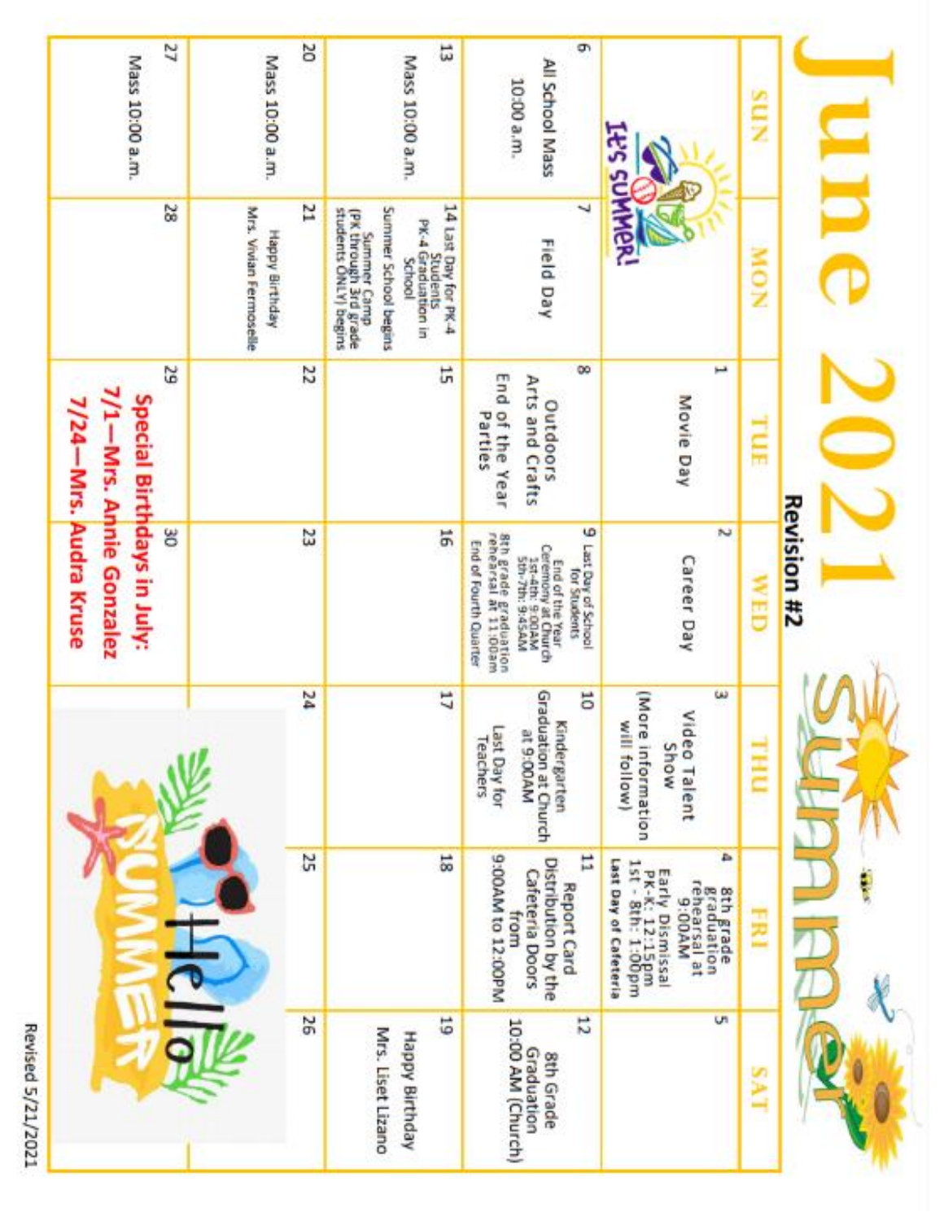# June 2021

**Revision #2**

Summer

| SUN | MON | TUE | WED | THU | FRI | SAT |
|---|---|---|---|---|---|---|
| | | 1 Movie Day | 2 Career Day | 3 Video Talent Show (More information will follow) | 4 8th grade graduation rehearsal at 9:00AM<br>Early Dismissal PK-K: 12:15pm 1st - 8th: 1:00pm<br>Last Day of Cafeteria | 5 |
| 6 All School Mass 10:00 a.m. | 7 Field Day | 8 Outdoors Arts and Crafts<br>End of the Year Parties | 9 Last Day of School for Students<br>End of the Year Ceremony at Church 1st-4th: 9:00AM 5th-7th: 9:45AM<br>8th grade graduation rehearsal at 11:00am<br>End of Fourth Quarter | 10 Kindergarten Graduation at Church at 9:00AM | 11 Report Card Distribution by the Cafeteria Doors from 9:00AM to 12:00PM | 12 8th Grade Graduation 10:00 AM (Church) |
| 13 Mass 10:00 a.m. | 14 Last Day for PK-4 Students<br>PK-4 Graduation in School<br>Summer School begins<br>Summer Camp (PK through 3rd grade students ONLY) begins | 15 | 16 | 17 Last Day for Teachers | 18 | 19 Happy Birthday Mrs. Liset Lizano |
| 20 Mass 10:00 a.m. | 21 Happy Birthday Mrs. Vivian Fermoselle | 22 | 23 | 24 | 25 | 26 |
| 27 Mass 10:00 a.m. | 28 | 29 | 30 | | | |

**Special Birthdays in July:**
**7/1—Mrs. Annie Gonzalez**
**7/24—Mrs. Audra Kruse**

Revised 5/21/2021